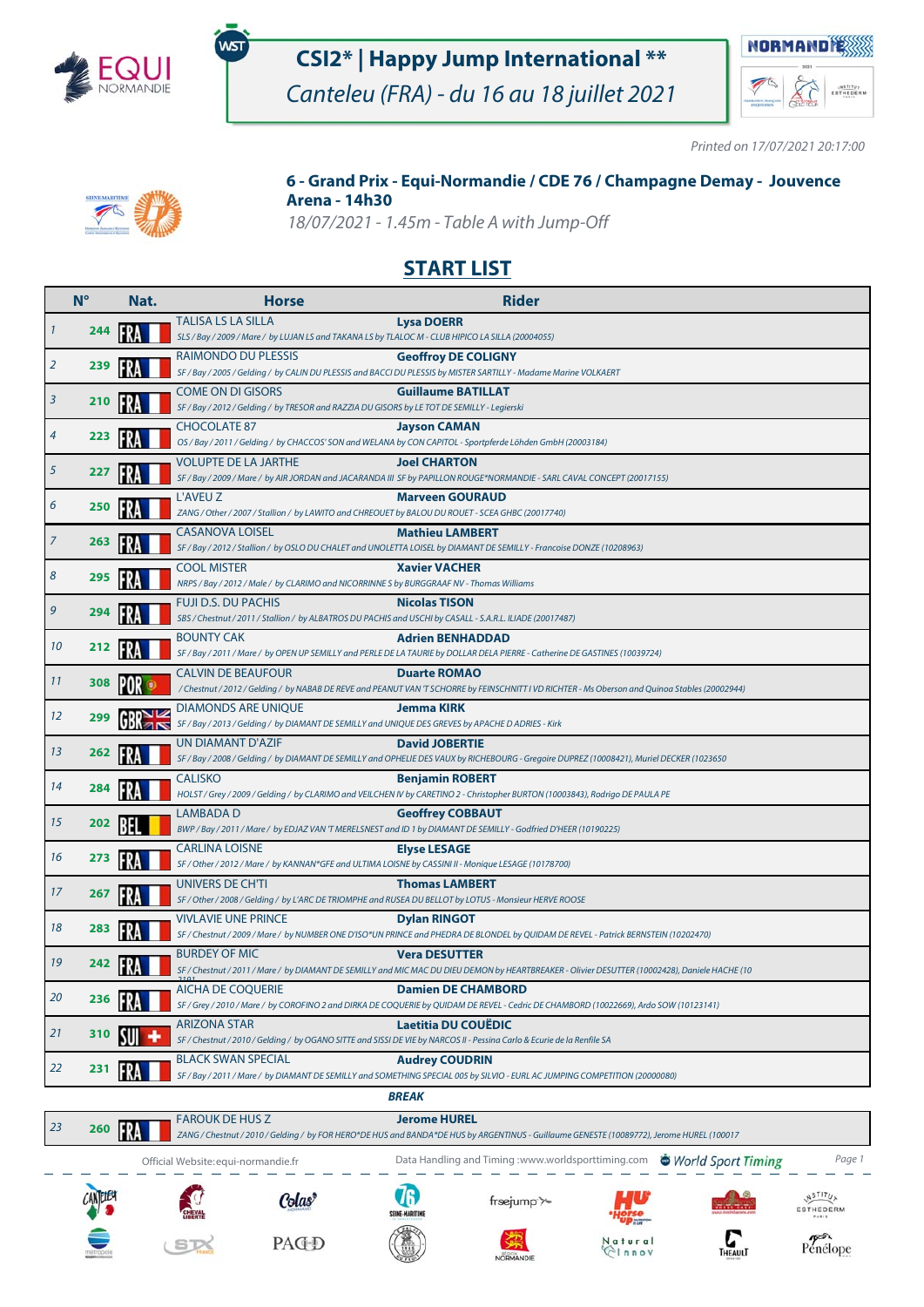# CSI2* | Happy Jump International **

*Canteleu (FRA) - du 16 au 18 juillet 2021*

*Printed on 17/07/2021 20:17:00*

## 6 - Grand Prix - Equi-Normandie / CDE 76 / Champagne Demay - Jouvence Arena - 14h30

*18/07/2021 - 1.45m - Table A with Jump-Off*

## START LIST

| | N° | Nat. | Horse | Rider |
|---|---|---|---|---|
| 1 | 244 | FRA | TALISA LS LA SILLA<br>*SLS / Bay / 2009 / Mare / by LUJAN LS and TAKANA LS by TLALOC M - CLUB HIPICO LA SILLA (20004055)* | **Lysa DOERR** |
| 2 | 239 | FRA | RAIMONDO DU PLESSIS<br>*SF / Bay / 2005 / Gelding / by CALIN DU PLESSIS and BACCI DU PLESSIS by MISTER SARTILLY - Madame Marine VOLKAERT* | **Geoffroy DE COLIGNY** |
| 3 | 210 | FRA | COME ON DI GISORS<br>*SF / Bay / 2012 / Gelding / by TRESOR and RAZZIA DU GISORS by LE TOT DE SEMILLY - Legierski* | **Guillaume BATILLAT** |
| 4 | 223 | FRA | CHOCOLATE 87<br>*OS / Bay / 2011 / Gelding / by CHACCOS' SON and WELANA by CON CAPITOL - Sportpferde Löhden GmbH (20003184)* | **Jayson CAMAN** |
| 5 | 227 | FRA | VOLUPTE DE LA JARTHE<br>*SF / Bay / 2009 / Mare / by AIR JORDAN and JACARANDA III SF by PAPILLON ROUGE*NORMANDIE - SARL CAVAL CONCEPT (20017155)* | **Joel CHARTON** |
| 6 | 250 | FRA | L'AVEU Z<br>*ZANG / Other / 2007 / Stallion / by LAWITO and CHREOUET by BALOU DU ROUET - SCEA GHBC (20017740)* | **Marveen GOURAUD** |
| 7 | 263 | FRA | CASANOVA LOISEL<br>*SF / Bay / 2012 / Stallion / by OSLO DU CHALET and UNOLETTA LOISEL by DIAMANT DE SEMILLY - Francoise DONZE (10208963)* | **Mathieu LAMBERT** |
| 8 | 295 | FRA | COOL MISTER<br>*NRPS / Bay / 2012 / Male / by CLARIMO and NICORRINNE S by BURGGRAAF NV - Thomas Williams* | **Xavier VACHER** |
| 9 | 294 | FRA | FUJI D.S. DU PACHIS<br>*SBS / Chestnut / 2011 / Stallion / by ALBATROS DU PACHIS and USCHI by CASALL - S.A.R.L. ILIADE (20017487)* | **Nicolas TISON** |
| 10 | 212 | FRA | BOUNTY CAK<br>*SF / Bay / 2011 / Mare / by OPEN UP SEMILLY and PERLE DE LA TAURIE by DOLLAR DELA PIERRE - Catherine DE GASTINES (10039724)* | **Adrien BENHADDAD** |
| 11 | 308 | POR | CALVIN DE BEAUFOUR<br>*/ Chestnut / 2012 / Gelding / by NABAB DE REVE and PEANUT VAN 'T SCHORRE by FEINSCHNITT I VD RICHTER - Ms Oberson and Quinoa Stables (20002944)* | **Duarte ROMAO** |
| 12 | 299 | GBR | DIAMONDS ARE UNIQUE<br>*SF / Bay / 2013 / Gelding / by DIAMANT DE SEMILLY and UNIQUE DES GREVES by APACHE D ADRIES - Kirk* | **Jemma KIRK** |
| 13 | 262 | FRA | UN DIAMANT D'AZIF<br>*SF / Bay / 2008 / Gelding / by DIAMANT DE SEMILLY and OPHELIE DES VAUX by RICHEBOURG - Gregoire DUPREZ (10008421), Muriel DECKER (1023650* | **David JOBERTIE** |
| 14 | 284 | FRA | CALISKO<br>*HOLST / Grey / 2009 / Gelding / by CLARIMO and VEILCHEN IV by CARETINO 2 - Christopher BURTON (10003843), Rodrigo DE PAULA PE* | **Benjamin ROBERT** |
| 15 | 202 | BEL | LAMBADA D<br>*BWP / Bay / 2011 / Mare / by EDJAZ VAN 'T MERELSNEST and ID 1 by DIAMANT DE SEMILLY - Godfried D'HEER (10190225)* | **Geoffrey COBBAUT** |
| 16 | 273 | FRA | CARLINA LOISNE<br>*SF / Other / 2012 / Mare / by KANNAN*GFE and ULTIMA LOISNE by CASSINI II - Monique LESAGE (10178700)* | **Elyse LESAGE** |
| 17 | 267 | FRA | UNIVERS DE CH'TI<br>*SF / Other / 2008 / Gelding / by L'ARC DE TRIOMPHE and RUSEA DU BELLOT by LOTUS - Monsieur HERVE ROOSE* | **Thomas LAMBERT** |
| 18 | 283 | FRA | VIVLAVIE UNE PRINCE<br>*SF / Chestnut / 2009 / Mare / by NUMBER ONE D'ISO*UN PRINCE and PHEDRA DE BLONDEL by QUIDAM DE REVEL - Patrick BERNSTEIN (10202470)* | **Dylan RINGOT** |
| 19 | 242 | FRA | BURDEY OF MIC<br>*SF / Chestnut / 2011 / Mare / by DIAMANT DE SEMILLY and MIC MAC DU DIEU DEMON by HEARTBREAKER - Olivier DESUTTER (10002428), Daniele HACHE (10 2191* | **Vera DESUTTER** |
| 20 | 236 | FRA | AICHA DE COQUERIE<br>*SF / Grey / 2010 / Mare / by COROFINO 2 and DIRKA DE COQUERIE by QUIDAM DE REVEL - Cedric DE CHAMBORD (10022669), Ardo SOW (10123141)* | **Damien DE CHAMBORD** |
| 21 | 310 | SUI | ARIZONA STAR<br>*SF / Chestnut / 2010 / Gelding / by OGANO SITTE and SISSI DE VIE by NARCOS II - Pessina Carlo & Ecurie de la Renfile SA* | **Laetitia DU COUËDIC** |
| 22 | 231 | FRA | BLACK SWAN SPECIAL<br>*SF / Bay / 2011 / Mare / by DIAMANT DE SEMILLY and SOMETHING SPECIAL 005 by SILVIO - EURL AC JUMPING COMPETITION (20000080)* | **Audrey COUDRIN** |
| | | | ***BREAK*** | |
| 23 | 260 | FRA | FAROUK DE HUS Z<br>*ZANG / Chestnut / 2010 / Gelding / by FOR HERO*DE HUS and BANDA*DE HUS by ARGENTINUS - Guillaume GENESTE (10089772), Jerome HUREL (100017* | **Jerome HUREL** |

Official Website: equi-normandie.fr — Data Handling and Timing: www.worldsporttiming.com — World Sport Timing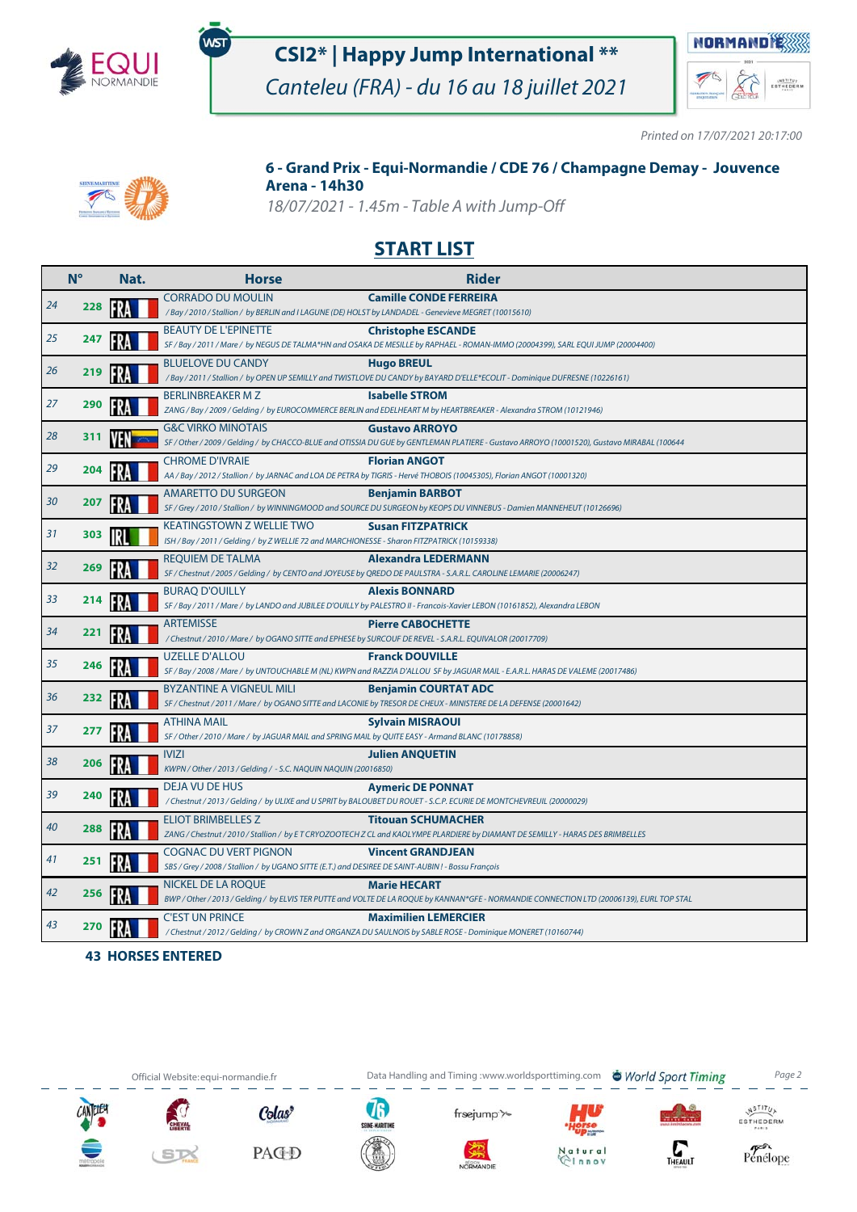# CSI2* | Happy Jump International **

*Canteleu (FRA) - du 16 au 18 juillet 2021*

*Printed on 17/07/2021 20:17:00*

### 6 - Grand Prix - Equi-Normandie / CDE 76 / Champagne Demay - Jouvence Arena - 14h30

*18/07/2021 - 1.45m - Table A with Jump-Off*

## START LIST

| | N° | Nat. | Horse | Rider |
|---|---|---|---|---|
| 24 | 228 | FRA | CORRADO DU MOULIN<br>*/ Bay / 2010 / Stallion / by BERLIN and I LAGUNE (DE) HOLST by LANDADEL - Genevieve MEGRET (10015610)* | Camille CONDE FERREIRA |
| 25 | 247 | FRA | BEAUTY DE L'EPINETTE<br>*SF / Bay / 2011 / Mare / by NEGUS DE TALMA*HN and OSAKA DE MESILLE by RAPHAEL - ROMAN-IMMO (20004399), SARL EQUI JUMP (20004400)* | Christophe ESCANDE |
| 26 | 219 | FRA | BLUELOVE DU CANDY<br>*/ Bay / 2011 / Stallion / by OPEN UP SEMILLY and TWISTLOVE DU CANDY by BAYARD D'ELLE*ECOLIT - Dominique DUFRESNE (10226161)* | Hugo BREUL |
| 27 | 290 | FRA | BERLINBREAKER M Z<br>*ZANG / Bay / 2009 / Gelding / by EUROCOMMERCE BERLIN and EDELHEART M by HEARTBREAKER - Alexandra STROM (10121946)* | Isabelle STROM |
| 28 | 311 | VEN | G&C VIRKO MINOTAIS<br>*SF / Other / 2009 / Gelding / by CHACCO-BLUE and OTISSIA DU GUE by GENTLEMAN PLATIERE - Gustavo ARROYO (10001520), Gustavo MIRABAL (100644* | Gustavo ARROYO |
| 29 | 204 | FRA | CHROME D'IVRAIE<br>*AA / Bay / 2012 / Stallion / by JARNAC and LOA DE PETRA by TIGRIS - Hervé THOBOIS (10045305), Florian ANGOT (10001320)* | Florian ANGOT |
| 30 | 207 | FRA | AMARETTO DU SURGEON<br>*SF / Grey / 2010 / Stallion / by WINNINGMOOD and SOURCE DU SURGEON by KEOPS DU VINNEBUS - Damien MANNEHEUT (10126696)* | Benjamin BARBOT |
| 31 | 303 | IRL | KEATINGSTOWN Z WELLIE TWO<br>*ISH / Bay / 2011 / Gelding / by Z WELLIE 72 and MARCHIONESSE - Sharon FITZPATRICK (10159338)* | Susan FITZPATRICK |
| 32 | 269 | FRA | REQUIEM DE TALMA<br>*SF / Chestnut / 2005 / Gelding / by CENTO and JOYEUSE by QREDO DE PAULSTRA - S.A.R.L. CAROLINE LEMARIE (20006247)* | Alexandra LEDERMANN |
| 33 | 214 | FRA | BURAQ D'OUILLY<br>*SF / Bay / 2011 / Mare / by LANDO and JUBILEE D'OUILLY by PALESTRO II - Francois-Xavier LEBON (10161852), Alexandra LEBON* | Alexis BONNARD |
| 34 | 221 | FRA | ARTEMISSE<br>*/ Chestnut / 2010 / Mare / by OGANO SITTE and EPHESE by SURCOUF DE REVEL - S.A.R.L. EQUIVALOR (20017709)* | Pierre CABOCHETTE |
| 35 | 246 | FRA | UZELLE D'ALLOU<br>*SF / Bay / 2008 / Mare / by UNTOUCHABLE M (NL) KWPN and RAZZIA D'ALLOU SF by JAGUAR MAIL - E.A.R.L. HARAS DE VALEME (20017486)* | Franck DOUVILLE |
| 36 | 232 | FRA | BYZANTINE A VIGNEUL MILI<br>*SF / Chestnut / 2011 / Mare / by OGANO SITTE and LACONIE by TRESOR DE CHEUX - MINISTERE DE LA DEFENSE (20001642)* | Benjamin COURTAT ADC |
| 37 | 277 | FRA | ATHINA MAIL<br>*SF / Other / 2010 / Mare / by JAGUAR MAIL and SPRING MAIL by QUITE EASY - Armand BLANC (10178858)* | Sylvain MISRAOUI |
| 38 | 206 | FRA | IVIZI<br>*KWPN / Other / 2013 / Gelding / - S.C. NAQUIN NAQUIN (20016850)* | Julien ANQUETIN |
| 39 | 240 | FRA | DEJA VU DE HUS<br>*/ Chestnut / 2013 / Gelding / by ULIXE and U SPRIT by BALOUBET DU ROUET - S.C.P. ECURIE DE MONTCHEVREUIL (20000029)* | Aymeric DE PONNAT |
| 40 | 288 | FRA | ELIOT BRIMBELLES Z<br>*ZANG / Chestnut / 2010 / Stallion / by E T CRYOZOOTECH Z CL and KAOLYMPE PLARDIERE by DIAMANT DE SEMILLY - HARAS DES BRIMBELLES* | Titouan SCHUMACHER |
| 41 | 251 | FRA | COGNAC DU VERT PIGNON<br>*SBS / Grey / 2008 / Stallion / by UGANO SITTE (E.T.) and DESIREE DE SAINT-AUBIN ! - Bossu François* | Vincent GRANDJEAN |
| 42 | 256 | FRA | NICKEL DE LA ROQUE<br>*BWP / Other / 2013 / Gelding / by ELVIS TER PUTTE and VOLTE DE LA ROQUE by KANNAN*GFE - NORMANDIE CONNECTION LTD (20006139), EURL TOP STAL* | Marie HECART |
| 43 | 270 | FRA | C'EST UN PRINCE<br>*/ Chestnut / 2012 / Gelding / by CROWN Z and ORGANZA DU SAULNOIS by SABLE ROSE - Dominique MONERET (10160744)* | Maximilien LEMERCIER |

**43 HORSES ENTERED**

Official Website: equi-normandie.fr

Data Handling and Timing : www.worldsporttiming.com World Sport Timing